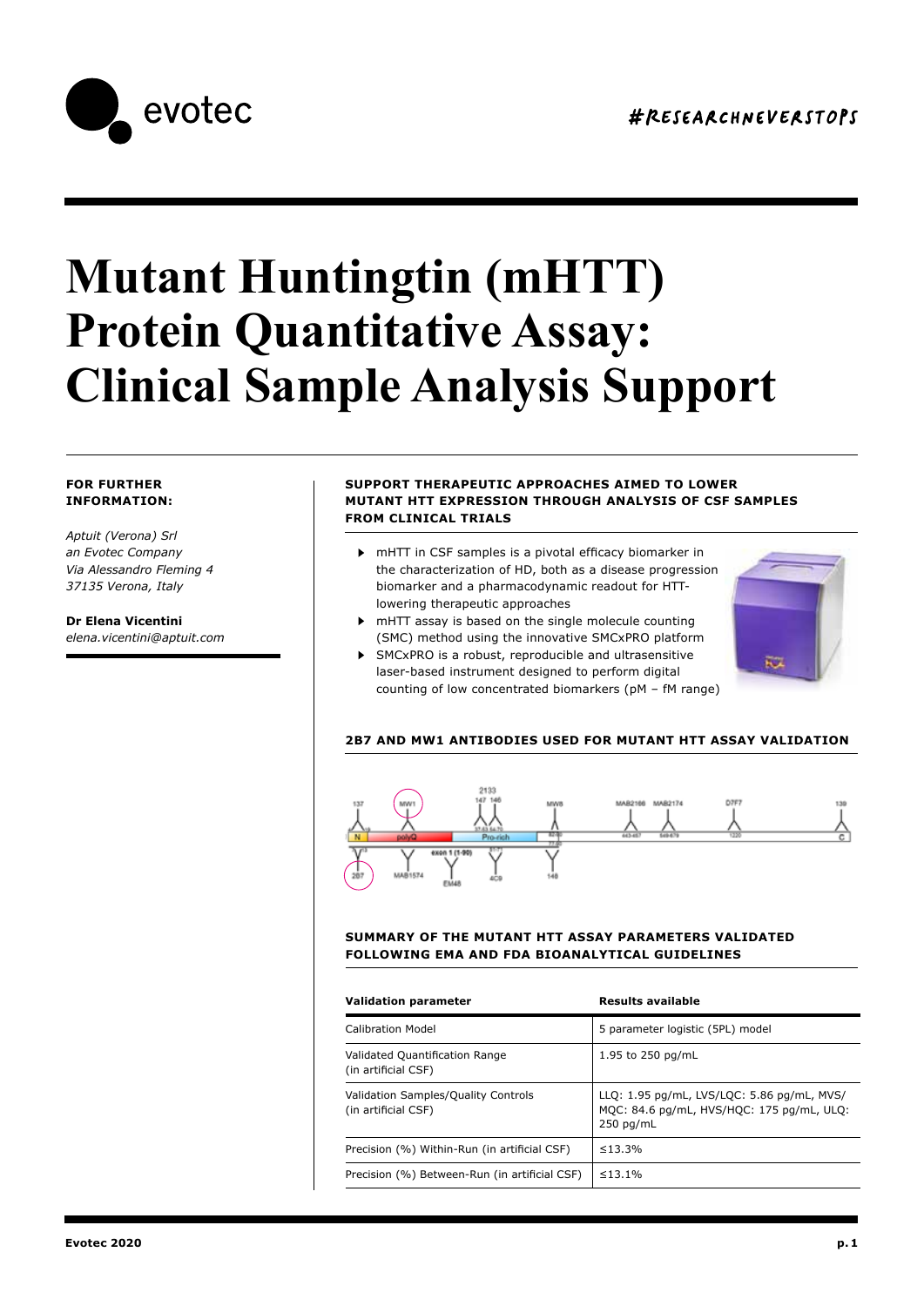# Mutant Huntingtin (mHTT) Protein Quantitative Assay: Clinical Sample Analysis Support

**FOR FURTHER INFORMATION:**

*Aptuit (Verona) Srl*
*an Evotec Company*
*Via Alessandro Fleming 4*
*37135 Verona, Italy*

**Dr Elena Vicentini**
*elena.vicentini@aptuit.com*

**SUPPORT THERAPEUTIC APPROACHES AIMED TO LOWER MUTANT HTT EXPRESSION THROUGH ANALYSIS OF CSF SAMPLES FROM CLINICAL TRIALS**

- mHTT in CSF samples is a pivotal efficacy biomarker in the characterization of HD, both as a disease progression biomarker and a pharmacodynamic readout for HTT-lowering therapeutic approaches
- mHTT assay is based on the single molecule counting (SMC) method using the innovative SMCxPRO platform
- SMCxPRO is a robust, reproducible and ultrasensitive laser-based instrument designed to perform digital counting of low concentrated biomarkers (pM – fM range)

**2B7 AND MW1 ANTIBODIES USED FOR MUTANT HTT ASSAY VALIDATION**

**SUMMARY OF THE MUTANT HTT ASSAY PARAMETERS VALIDATED FOLLOWING EMA AND FDA BIOANALYTICAL GUIDELINES**

| Validation parameter | Results available |
|---|---|
| Calibration Model | 5 parameter logistic (5PL) model |
| Validated Quantification Range (in artificial CSF) | 1.95 to 250 pg/mL |
| Validation Samples/Quality Controls (in artificial CSF) | LLQ: 1.95 pg/mL, LVS/LQC: 5.86 pg/mL, MVS/MQC: 84.6 pg/mL, HVS/HQC: 175 pg/mL, ULQ: 250 pg/mL |
| Precision (%) Within-Run (in artificial CSF) | ≤13.3% |
| Precision (%) Between-Run (in artificial CSF) | ≤13.1% |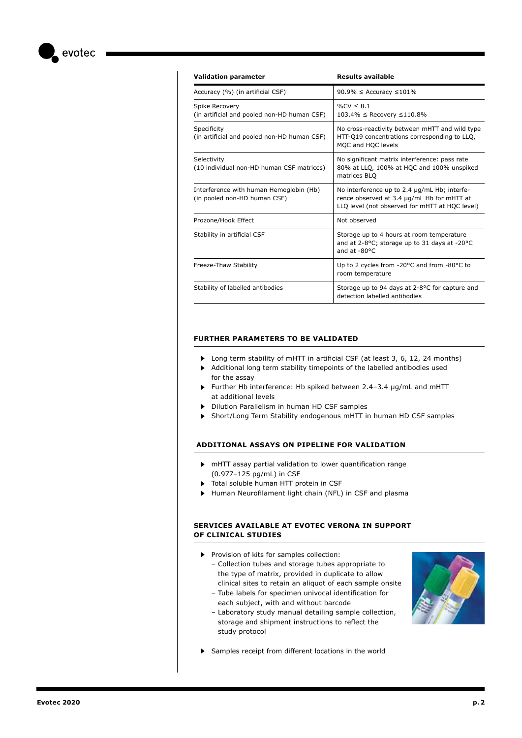| Validation parameter | Results available |
|---|---|
| Accuracy (%) (in artificial CSF) | 90.9% ≤ Accuracy ≤101% |
| Spike Recovery (in artificial and pooled non-HD human CSF) | %CV ≤ 8.1<br>103.4% ≤ Recovery ≤110.8% |
| Specificity (in artificial and pooled non-HD human CSF) | No cross-reactivity between mHTT and wild type HTT-Q19 concentrations corresponding to LLQ, MQC and HQC levels |
| Selectivity (10 individual non-HD human CSF matrices) | No significant matrix interference: pass rate 80% at LLQ, 100% at HQC and 100% unspiked matrices BLQ |
| Interference with human Hemoglobin (Hb) (in pooled non-HD human CSF) | No interference up to 2.4 µg/mL Hb; interference observed at 3.4 µg/mL Hb for mHTT at LLQ level (not observed for mHTT at HQC level) |
| Prozone/Hook Effect | Not observed |
| Stability in artificial CSF | Storage up to 4 hours at room temperature and at 2-8°C; storage up to 31 days at -20°C and at -80°C |
| Freeze-Thaw Stability | Up to 2 cycles from -20°C and from -80°C to room temperature |
| Stability of labelled antibodies | Storage up to 94 days at 2-8°C for capture and detection labelled antibodies |

## FURTHER PARAMETERS TO BE VALIDATED

- Long term stability of mHTT in artificial CSF (at least 3, 6, 12, 24 months)
- Additional long term stability timepoints of the labelled antibodies used for the assay
- Further Hb interference: Hb spiked between 2.4–3.4 µg/mL and mHTT at additional levels
- Dilution Parallelism in human HD CSF samples
- Short/Long Term Stability endogenous mHTT in human HD CSF samples

## ADDITIONAL ASSAYS ON PIPELINE FOR VALIDATION

- mHTT assay partial validation to lower quantification range (0.977–125 pg/mL) in CSF
- Total soluble human HTT protein in CSF
- Human Neurofilament light chain (NFL) in CSF and plasma

## SERVICES AVAILABLE AT EVOTEC VERONA IN SUPPORT OF CLINICAL STUDIES

- Provision of kits for samples collection:
  - Collection tubes and storage tubes appropriate to the type of matrix, provided in duplicate to allow clinical sites to retain an aliquot of each sample onsite
  - Tube labels for specimen univocal identification for each subject, with and without barcode
  - Laboratory study manual detailing sample collection, storage and shipment instructions to reflect the study protocol
- Samples receipt from different locations in the world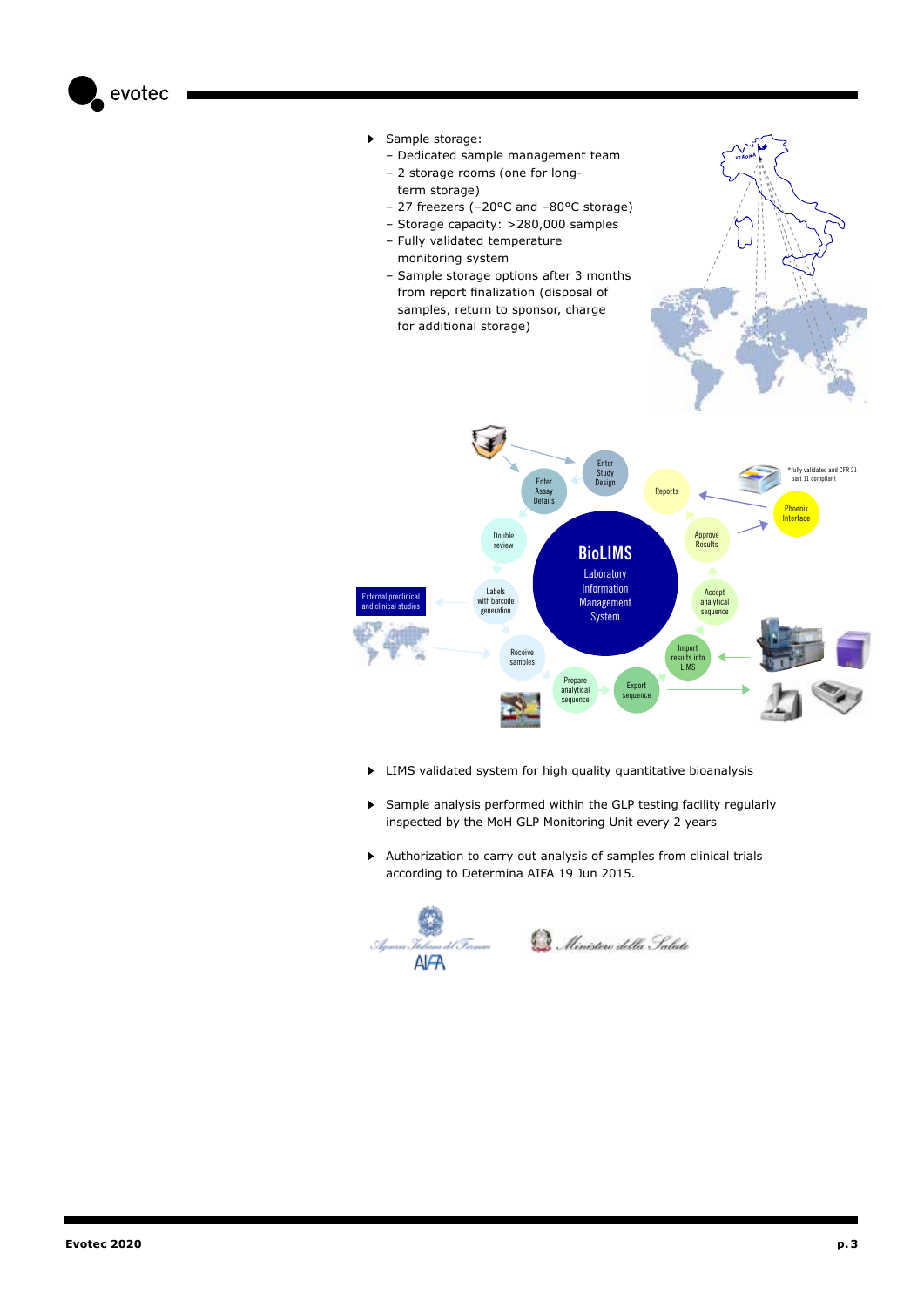- Sample storage:
  - Dedicated sample management team
  - 2 storage rooms (one for long-term storage)
  - 27 freezers (–20°C and –80°C storage)
  - Storage capacity: >280,000 samples
  - Fully validated temperature monitoring system
  - Sample storage options after 3 months from report finalization (disposal of samples, return to sponsor, charge for additional storage)

VERONA

BioLIMS
Laboratory Information Management System

Enter Study Design

Enter Assay Details

Double review

Labels with barcode generation

Receive samples

Prepare analytical sequence

Export sequence

Import results into LIMS

Accept analytical sequence

Approve Results

Reports

Phoenix Interface

*fully validated and CFR 21 part 11 compliant

External preclinical and clinical studies

- LIMS validated system for high quality quantitative bioanalysis
- Sample analysis performed within the GLP testing facility regularly inspected by the MoH GLP Monitoring Unit every 2 years
- Authorization to carry out analysis of samples from clinical trials according to Determina AIFA 19 Jun 2015.

Agenzia Italiana del Farmaco AIFA

Ministero della Salute